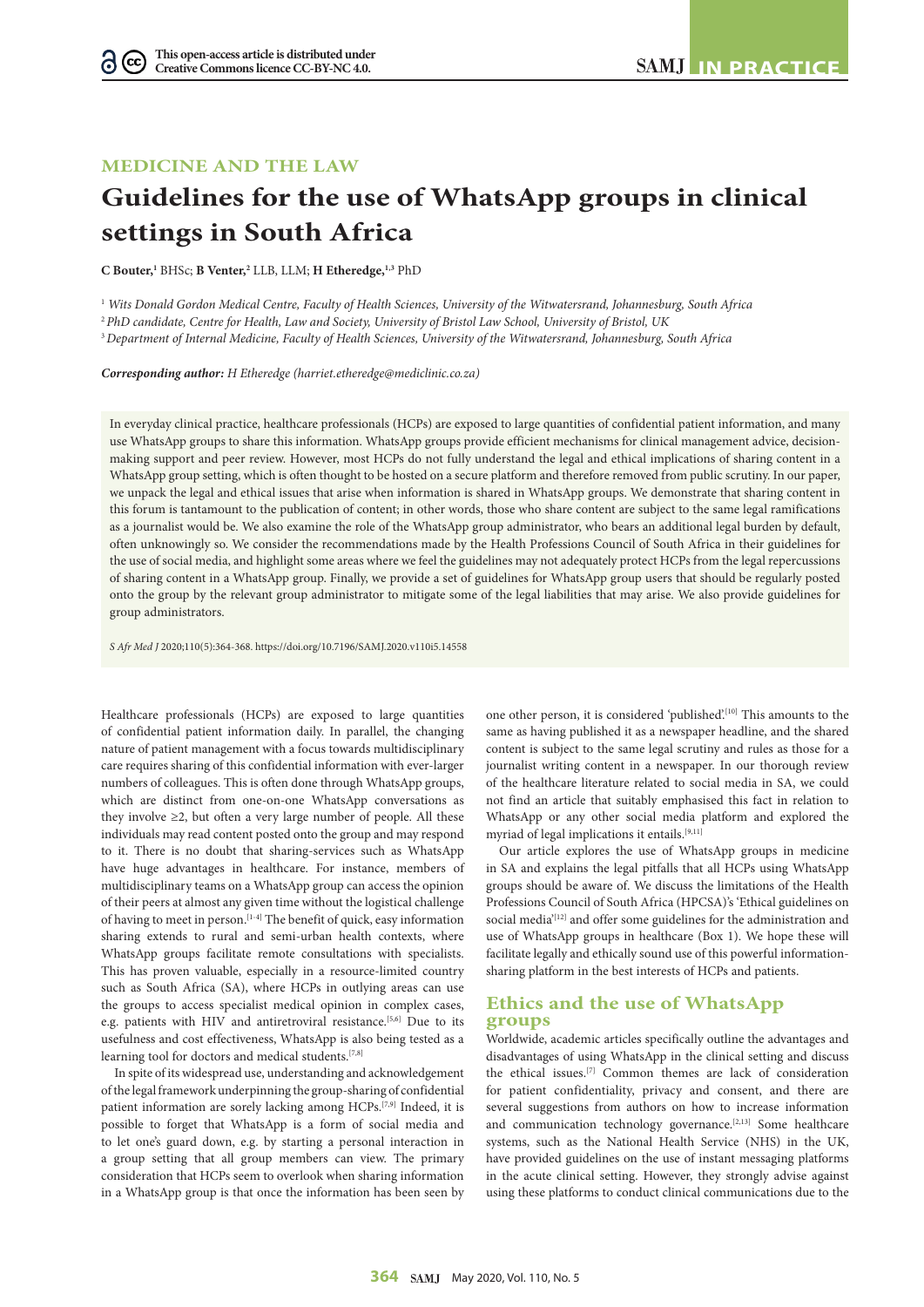## MEDICINE AND THE LAW

# Guidelines for the use of WhatsApp groups in clinical settings in South Africa

**C Bouter,**[1] BHSc; **B Venter,**[2] LLB, LLM; **H Etheredge,**[1,3] PhD

[1] *Wits Donald Gordon Medical Centre, Faculty of Health Sciences, University of the Witwatersrand, Johannesburg, South Africa*
[2] *PhD candidate, Centre for Health, Law and Society, University of Bristol Law School, University of Bristol, UK*
[3] *Department of Internal Medicine, Faculty of Health Sciences, University of the Witwatersrand, Johannesburg, South Africa*

***Corresponding author:*** *H Etheredge (harriet.etheredge@mediclinic.co.za)*

In everyday clinical practice, healthcare professionals (HCPs) are exposed to large quantities of confidential patient information, and many use WhatsApp groups to share this information. WhatsApp groups provide efficient mechanisms for clinical management advice, decision-making support and peer review. However, most HCPs do not fully understand the legal and ethical implications of sharing content in a WhatsApp group setting, which is often thought to be hosted on a secure platform and therefore removed from public scrutiny. In our paper, we unpack the legal and ethical issues that arise when information is shared in WhatsApp groups. We demonstrate that sharing content in this forum is tantamount to the publication of content; in other words, those who share content are subject to the same legal ramifications as a journalist would be. We also examine the role of the WhatsApp group administrator, who bears an additional legal burden by default, often unknowingly so. We consider the recommendations made by the Health Professions Council of South Africa in their guidelines for the use of social media, and highlight some areas where we feel the guidelines may not adequately protect HCPs from the legal repercussions of sharing content in a WhatsApp group. Finally, we provide a set of guidelines for WhatsApp group users that should be regularly posted onto the group by the relevant group administrator to mitigate some of the legal liabilities that may arise. We also provide guidelines for group administrators.

*S Afr Med J* 2020;110(5):364-368. https://doi.org/10.7196/SAMJ.2020.v110i5.14558

Healthcare professionals (HCPs) are exposed to large quantities of confidential patient information daily. In parallel, the changing nature of patient management with a focus towards multidisciplinary care requires sharing of this confidential information with ever-larger numbers of colleagues. This is often done through WhatsApp groups, which are distinct from one-on-one WhatsApp conversations as they involve ≥2, but often a very large number of people. All these individuals may read content posted onto the group and may respond to it. There is no doubt that sharing-services such as WhatsApp have huge advantages in healthcare. For instance, members of multidisciplinary teams on a WhatsApp group can access the opinion of their peers at almost any given time without the logistical challenge of having to meet in person.[1-4] The benefit of quick, easy information sharing extends to rural and semi-urban health contexts, where WhatsApp groups facilitate remote consultations with specialists. This has proven valuable, especially in a resource-limited country such as South Africa (SA), where HCPs in outlying areas can use the groups to access specialist medical opinion in complex cases, e.g. patients with HIV and antiretroviral resistance.[5,6] Due to its usefulness and cost effectiveness, WhatsApp is also being tested as a learning tool for doctors and medical students.[7,8]

In spite of its widespread use, understanding and acknowledgement of the legal framework underpinning the group-sharing of confidential patient information are sorely lacking among HCPs.[7,9] Indeed, it is possible to forget that WhatsApp is a form of social media and to let one's guard down, e.g. by starting a personal interaction in a group setting that all group members can view. The primary consideration that HCPs seem to overlook when sharing information in a WhatsApp group is that once the information has been seen by one other person, it is considered 'published'.[10] This amounts to the same as having published it as a newspaper headline, and the shared content is subject to the same legal scrutiny and rules as those for a journalist writing content in a newspaper. In our thorough review of the healthcare literature related to social media in SA, we could not find an article that suitably emphasised this fact in relation to WhatsApp or any other social media platform and explored the myriad of legal implications it entails.[9,11]

Our article explores the use of WhatsApp groups in medicine in SA and explains the legal pitfalls that all HCPs using WhatsApp groups should be aware of. We discuss the limitations of the Health Professions Council of South Africa (HPCSA)'s 'Ethical guidelines on social media'[12] and offer some guidelines for the administration and use of WhatsApp groups in healthcare (Box 1). We hope these will facilitate legally and ethically sound use of this powerful information-sharing platform in the best interests of HCPs and patients.

## Ethics and the use of WhatsApp groups

Worldwide, academic articles specifically outline the advantages and disadvantages of using WhatsApp in the clinical setting and discuss the ethical issues.[7] Common themes are lack of consideration for patient confidentiality, privacy and consent, and there are several suggestions from authors on how to increase information and communication technology governance.[2,13] Some healthcare systems, such as the National Health Service (NHS) in the UK, have provided guidelines on the use of instant messaging platforms in the acute clinical setting. However, they strongly advise against using these platforms to conduct clinical communications due to the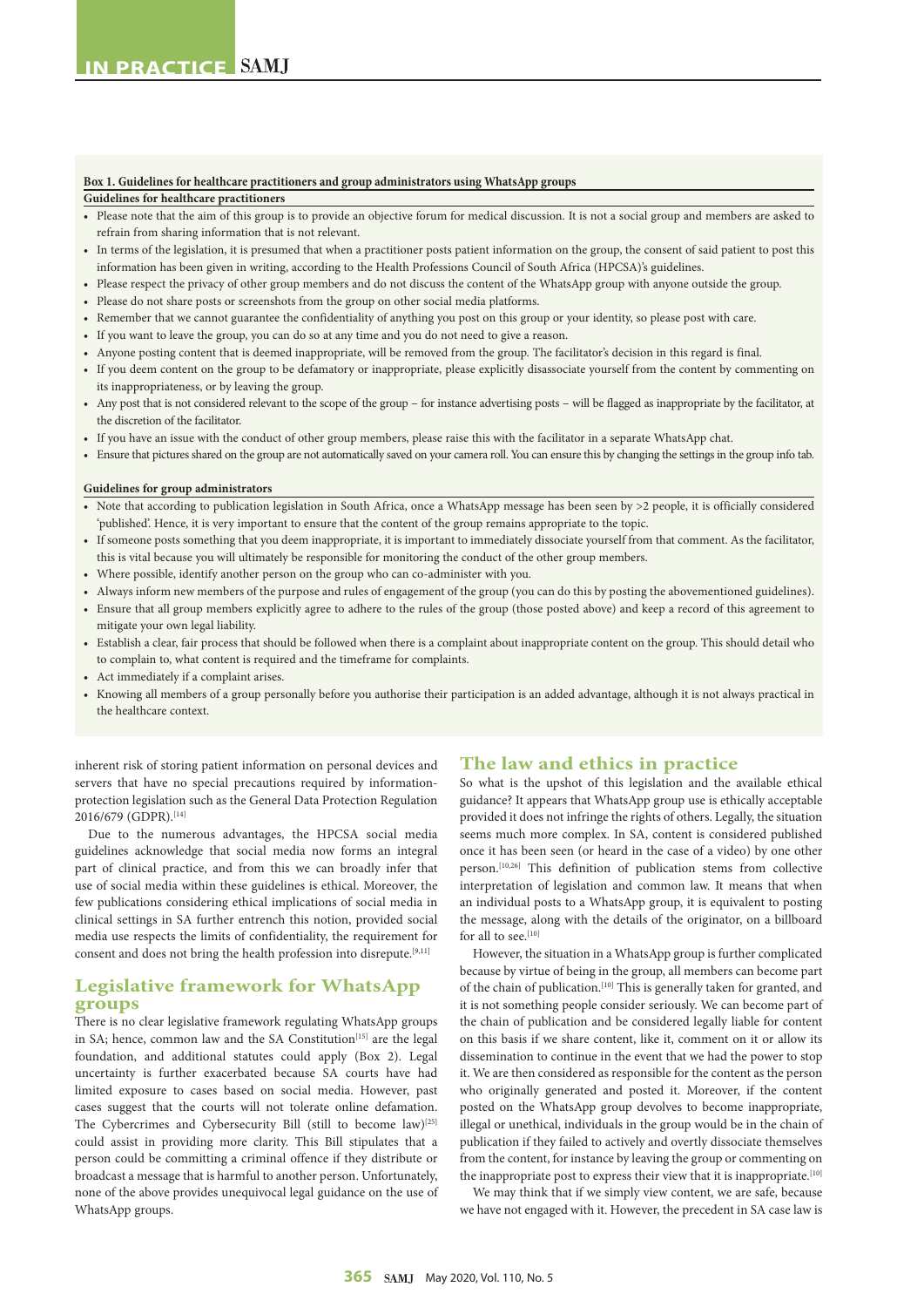**Box 1. Guidelines for healthcare practitioners and group administrators using WhatsApp groups**

**Guidelines for healthcare practitioners**

- Please note that the aim of this group is to provide an objective forum for medical discussion. It is not a social group and members are asked to refrain from sharing information that is not relevant.
- In terms of the legislation, it is presumed that when a practitioner posts patient information on the group, the consent of said patient to post this information has been given in writing, according to the Health Professions Council of South Africa (HPCSA)'s guidelines.
- Please respect the privacy of other group members and do not discuss the content of the WhatsApp group with anyone outside the group.
- Please do not share posts or screenshots from the group on other social media platforms.
- Remember that we cannot guarantee the confidentiality of anything you post on this group or your identity, so please post with care.
- If you want to leave the group, you can do so at any time and you do not need to give a reason.
- Anyone posting content that is deemed inappropriate, will be removed from the group. The facilitator's decision in this regard is final.
- If you deem content on the group to be defamatory or inappropriate, please explicitly disassociate yourself from the content by commenting on its inappropriateness, or by leaving the group.
- Any post that is not considered relevant to the scope of the group – for instance advertising posts – will be flagged as inappropriate by the facilitator, at the discretion of the facilitator.
- If you have an issue with the conduct of other group members, please raise this with the facilitator in a separate WhatsApp chat.
- Ensure that pictures shared on the group are not automatically saved on your camera roll. You can ensure this by changing the settings in the group info tab.

**Guidelines for group administrators**

- Note that according to publication legislation in South Africa, once a WhatsApp message has been seen by >2 people, it is officially considered 'published'. Hence, it is very important to ensure that the content of the group remains appropriate to the topic.
- If someone posts something that you deem inappropriate, it is important to immediately dissociate yourself from that comment. As the facilitator, this is vital because you will ultimately be responsible for monitoring the conduct of the other group members.
- Where possible, identify another person on the group who can co-administer with you.
- Always inform new members of the purpose and rules of engagement of the group (you can do this by posting the abovementioned guidelines).
- Ensure that all group members explicitly agree to adhere to the rules of the group (those posted above) and keep a record of this agreement to mitigate your own legal liability.
- Establish a clear, fair process that should be followed when there is a complaint about inappropriate content on the group. This should detail who to complain to, what content is required and the timeframe for complaints.
- Act immediately if a complaint arises.
- Knowing all members of a group personally before you authorise their participation is an added advantage, although it is not always practical in the healthcare context.

inherent risk of storing patient information on personal devices and servers that have no special precautions required by information-protection legislation such as the General Data Protection Regulation 2016/679 (GDPR).[14]

Due to the numerous advantages, the HPCSA social media guidelines acknowledge that social media now forms an integral part of clinical practice, and from this we can broadly infer that use of social media within these guidelines is ethical. Moreover, the few publications considering ethical implications of social media in clinical settings in SA further entrench this notion, provided social media use respects the limits of confidentiality, the requirement for consent and does not bring the health profession into disrepute.[9,11]

## Legislative framework for WhatsApp groups

There is no clear legislative framework regulating WhatsApp groups in SA; hence, common law and the SA Constitution[15] are the legal foundation, and additional statutes could apply (Box 2). Legal uncertainty is further exacerbated because SA courts have had limited exposure to cases based on social media. However, past cases suggest that the courts will not tolerate online defamation. The Cybercrimes and Cybersecurity Bill (still to become law)[25] could assist in providing more clarity. This Bill stipulates that a person could be committing a criminal offence if they distribute or broadcast a message that is harmful to another person. Unfortunately, none of the above provides unequivocal legal guidance on the use of WhatsApp groups.

## The law and ethics in practice

So what is the upshot of this legislation and the available ethical guidance? It appears that WhatsApp group use is ethically acceptable provided it does not infringe the rights of others. Legally, the situation seems much more complex. In SA, content is considered published once it has been seen (or heard in the case of a video) by one other person.[10,26] This definition of publication stems from collective interpretation of legislation and common law. It means that when an individual posts to a WhatsApp group, it is equivalent to posting the message, along with the details of the originator, on a billboard for all to see.[10]

However, the situation in a WhatsApp group is further complicated because by virtue of being in the group, all members can become part of the chain of publication.[10] This is generally taken for granted, and it is not something people consider seriously. We can become part of the chain of publication and be considered legally liable for content on this basis if we share content, like it, comment on it or allow its dissemination to continue in the event that we had the power to stop it. We are then considered as responsible for the content as the person who originally generated and posted it. Moreover, if the content posted on the WhatsApp group devolves to become inappropriate, illegal or unethical, individuals in the group would be in the chain of publication if they failed to actively and overtly dissociate themselves from the content, for instance by leaving the group or commenting on the inappropriate post to express their view that it is inappropriate.[10]

We may think that if we simply view content, we are safe, because we have not engaged with it. However, the precedent in SA case law is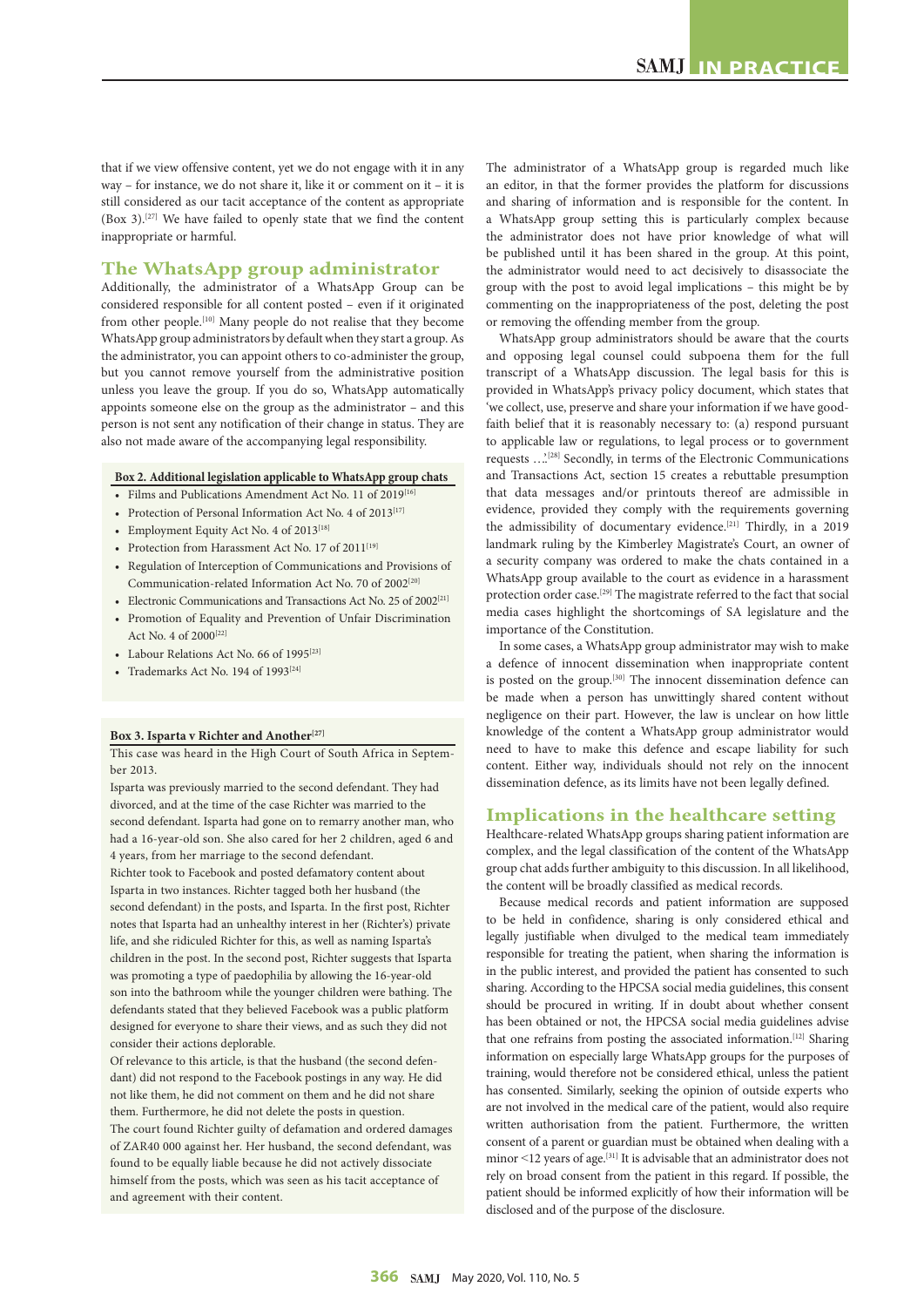that if we view offensive content, yet we do not engage with it in any way – for instance, we do not share it, like it or comment on it – it is still considered as our tacit acceptance of the content as appropriate (Box 3).[27] We have failed to openly state that we find the content inappropriate or harmful.

## The WhatsApp group administrator

Additionally, the administrator of a WhatsApp Group can be considered responsible for all content posted – even if it originated from other people.[10] Many people do not realise that they become WhatsApp group administrators by default when they start a group. As the administrator, you can appoint others to co-administer the group, but you cannot remove yourself from the administrative position unless you leave the group. If you do so, WhatsApp automatically appoints someone else on the group as the administrator – and this person is not sent any notification of their change in status. They are also not made aware of the accompanying legal responsibility.

**Box 2. Additional legislation applicable to WhatsApp group chats**

- Films and Publications Amendment Act No. 11 of 2019[16]
- Protection of Personal Information Act No. 4 of 2013[17]
- Employment Equity Act No. 4 of 2013[18]
- Protection from Harassment Act No. 17 of 2011[19]
- Regulation of Interception of Communications and Provisions of Communication-related Information Act No. 70 of 2002[20]
- Electronic Communications and Transactions Act No. 25 of 2002[21]
- Promotion of Equality and Prevention of Unfair Discrimination Act No. 4 of 2000[22]
- Labour Relations Act No. 66 of 1995[23]
- Trademarks Act No. 194 of 1993[24]

**Box 3. Isparta v Richter and Another[27]**

This case was heard in the High Court of South Africa in September 2013.

Isparta was previously married to the second defendant. They had divorced, and at the time of the case Richter was married to the second defendant. Isparta had gone on to remarry another man, who had a 16-year-old son. She also cared for her 2 children, aged 6 and 4 years, from her marriage to the second defendant.

Richter took to Facebook and posted defamatory content about Isparta in two instances. Richter tagged both her husband (the second defendant) in the posts, and Isparta. In the first post, Richter notes that Isparta had an unhealthy interest in her (Richter's) private life, and she ridiculed Richter for this, as well as naming Isparta's children in the post. In the second post, Richter suggests that Isparta was promoting a type of paedophilia by allowing the 16-year-old son into the bathroom while the younger children were bathing. The defendants stated that they believed Facebook was a public platform designed for everyone to share their views, and as such they did not consider their actions deplorable.

Of relevance to this article, is that the husband (the second defendant) did not respond to the Facebook postings in any way. He did not like them, he did not comment on them and he did not share them. Furthermore, he did not delete the posts in question.

The court found Richter guilty of defamation and ordered damages of ZAR40 000 against her. Her husband, the second defendant, was found to be equally liable because he did not actively dissociate himself from the posts, which was seen as his tacit acceptance of and agreement with their content.

The administrator of a WhatsApp group is regarded much like an editor, in that the former provides the platform for discussions and sharing of information and is responsible for the content. In a WhatsApp group setting this is particularly complex because the administrator does not have prior knowledge of what will be published until it has been shared in the group. At this point, the administrator would need to act decisively to disassociate the group with the post to avoid legal implications – this might be by commenting on the inappropriateness of the post, deleting the post or removing the offending member from the group.

WhatsApp group administrators should be aware that the courts and opposing legal counsel could subpoena them for the full transcript of a WhatsApp discussion. The legal basis for this is provided in WhatsApp's privacy policy document, which states that 'we collect, use, preserve and share your information if we have good-faith belief that it is reasonably necessary to: (a) respond pursuant to applicable law or regulations, to legal process or to government requests …'.[28] Secondly, in terms of the Electronic Communications and Transactions Act, section 15 creates a rebuttable presumption that data messages and/or printouts thereof are admissible in evidence, provided they comply with the requirements governing the admissibility of documentary evidence.[21] Thirdly, in a 2019 landmark ruling by the Kimberley Magistrate's Court, an owner of a security company was ordered to make the chats contained in a WhatsApp group available to the court as evidence in a harassment protection order case.[29] The magistrate referred to the fact that social media cases highlight the shortcomings of SA legislature and the importance of the Constitution.

In some cases, a WhatsApp group administrator may wish to make a defence of innocent dissemination when inappropriate content is posted on the group.[30] The innocent dissemination defence can be made when a person has unwittingly shared content without negligence on their part. However, the law is unclear on how little knowledge of the content a WhatsApp group administrator would need to have to make this defence and escape liability for such content. Either way, individuals should not rely on the innocent dissemination defence, as its limits have not been legally defined.

## Implications in the healthcare setting

Healthcare-related WhatsApp groups sharing patient information are complex, and the legal classification of the content of the WhatsApp group chat adds further ambiguity to this discussion. In all likelihood, the content will be broadly classified as medical records.

Because medical records and patient information are supposed to be held in confidence, sharing is only considered ethical and legally justifiable when divulged to the medical team immediately responsible for treating the patient, when sharing the information is in the public interest, and provided the patient has consented to such sharing. According to the HPCSA social media guidelines, this consent should be procured in writing. If in doubt about whether consent has been obtained or not, the HPCSA social media guidelines advise that one refrains from posting the associated information.[12] Sharing information on especially large WhatsApp groups for the purposes of training, would therefore not be considered ethical, unless the patient has consented. Similarly, seeking the opinion of outside experts who are not involved in the medical care of the patient, would also require written authorisation from the patient. Furthermore, the written consent of a parent or guardian must be obtained when dealing with a minor <12 years of age.[31] It is advisable that an administrator does not rely on broad consent from the patient in this regard. If possible, the patient should be informed explicitly of how their information will be disclosed and of the purpose of the disclosure.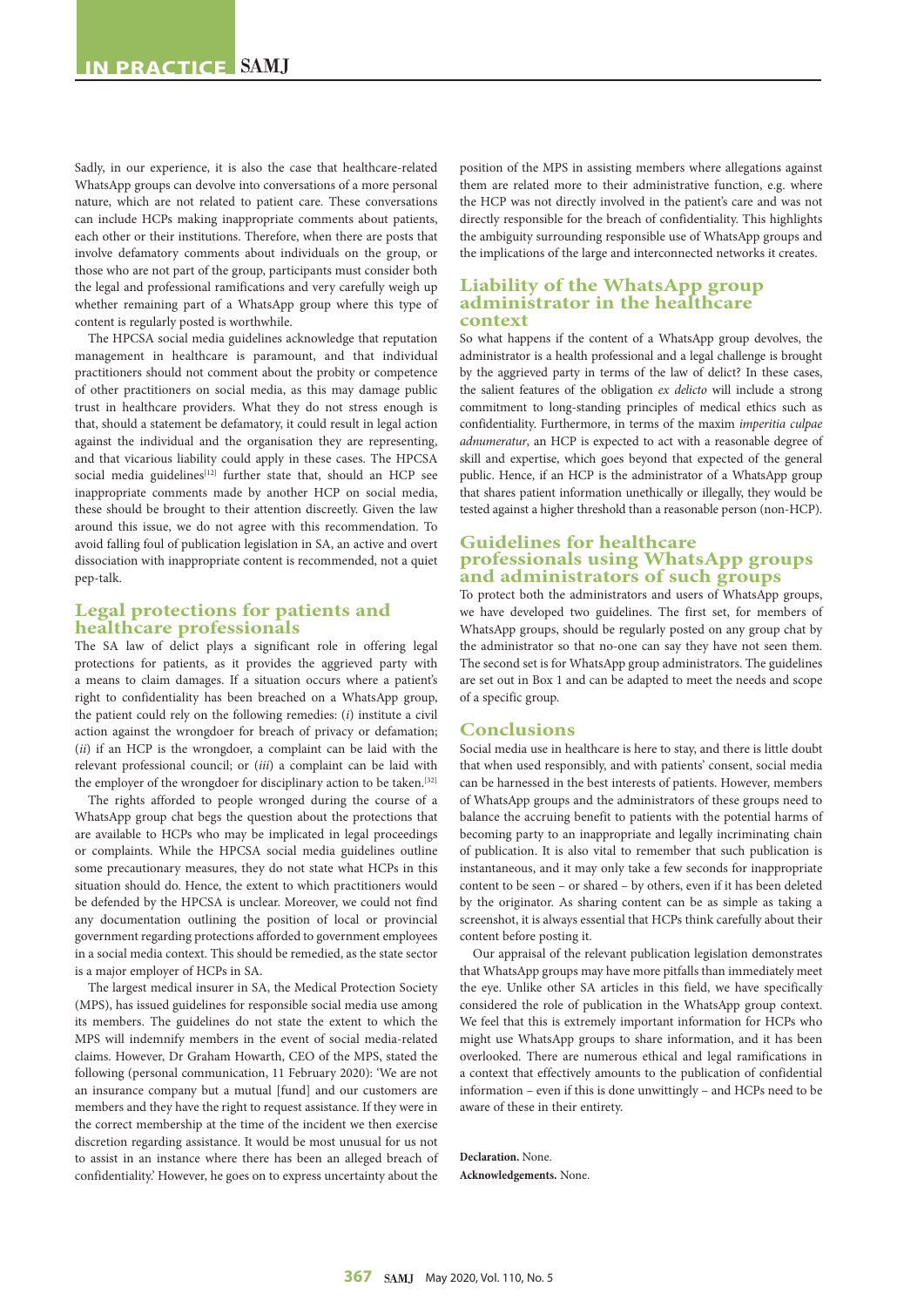Sadly, in our experience, it is also the case that healthcare-related WhatsApp groups can devolve into conversations of a more personal nature, which are not related to patient care. These conversations can include HCPs making inappropriate comments about patients, each other or their institutions. Therefore, when there are posts that involve defamatory comments about individuals on the group, or those who are not part of the group, participants must consider both the legal and professional ramifications and very carefully weigh up whether remaining part of a WhatsApp group where this type of content is regularly posted is worthwhile.

The HPCSA social media guidelines acknowledge that reputation management in healthcare is paramount, and that individual practitioners should not comment about the probity or competence of other practitioners on social media, as this may damage public trust in healthcare providers. What they do not stress enough is that, should a statement be defamatory, it could result in legal action against the individual and the organisation they are representing, and that vicarious liability could apply in these cases. The HPCSA social media guidelines[12] further state that, should an HCP see inappropriate comments made by another HCP on social media, these should be brought to their attention discreetly. Given the law around this issue, we do not agree with this recommendation. To avoid falling foul of publication legislation in SA, an active and overt dissociation with inappropriate content is recommended, not a quiet pep-talk.

## Legal protections for patients and healthcare professionals

The SA law of delict plays a significant role in offering legal protections for patients, as it provides the aggrieved party with a means to claim damages. If a situation occurs where a patient's right to confidentiality has been breached on a WhatsApp group, the patient could rely on the following remedies: (*i*) institute a civil action against the wrongdoer for breach of privacy or defamation; (*ii*) if an HCP is the wrongdoer, a complaint can be laid with the relevant professional council; or (*iii*) a complaint can be laid with the employer of the wrongdoer for disciplinary action to be taken.[32]

The rights afforded to people wronged during the course of a WhatsApp group chat begs the question about the protections that are available to HCPs who may be implicated in legal proceedings or complaints. While the HPCSA social media guidelines outline some precautionary measures, they do not state what HCPs in this situation should do. Hence, the extent to which practitioners would be defended by the HPCSA is unclear. Moreover, we could not find any documentation outlining the position of local or provincial government regarding protections afforded to government employees in a social media context. This should be remedied, as the state sector is a major employer of HCPs in SA.

The largest medical insurer in SA, the Medical Protection Society (MPS), has issued guidelines for responsible social media use among its members. The guidelines do not state the extent to which the MPS will indemnify members in the event of social media-related claims. However, Dr Graham Howarth, CEO of the MPS, stated the following (personal communication, 11 February 2020): 'We are not an insurance company but a mutual [fund] and our customers are members and they have the right to request assistance. If they were in the correct membership at the time of the incident we then exercise discretion regarding assistance. It would be most unusual for us not to assist in an instance where there has been an alleged breach of confidentiality.' However, he goes on to express uncertainty about the position of the MPS in assisting members where allegations against them are related more to their administrative function, e.g. where the HCP was not directly involved in the patient's care and was not directly responsible for the breach of confidentiality. This highlights the ambiguity surrounding responsible use of WhatsApp groups and the implications of the large and interconnected networks it creates.

## Liability of the WhatsApp group administrator in the healthcare context

So what happens if the content of a WhatsApp group devolves, the administrator is a health professional and a legal challenge is brought by the aggrieved party in terms of the law of delict? In these cases, the salient features of the obligation *ex delicto* will include a strong commitment to long-standing principles of medical ethics such as confidentiality. Furthermore, in terms of the maxim *imperitia culpae adnumeratur*, an HCP is expected to act with a reasonable degree of skill and expertise, which goes beyond that expected of the general public. Hence, if an HCP is the administrator of a WhatsApp group that shares patient information unethically or illegally, they would be tested against a higher threshold than a reasonable person (non-HCP).

## Guidelines for healthcare professionals using WhatsApp groups and administrators of such groups

To protect both the administrators and users of WhatsApp groups, we have developed two guidelines. The first set, for members of WhatsApp groups, should be regularly posted on any group chat by the administrator so that no-one can say they have not seen them. The second set is for WhatsApp group administrators. The guidelines are set out in Box 1 and can be adapted to meet the needs and scope of a specific group.

## Conclusions

Social media use in healthcare is here to stay, and there is little doubt that when used responsibly, and with patients' consent, social media can be harnessed in the best interests of patients. However, members of WhatsApp groups and the administrators of these groups need to balance the accruing benefit to patients with the potential harms of becoming party to an inappropriate and legally incriminating chain of publication. It is also vital to remember that such publication is instantaneous, and it may only take a few seconds for inappropriate content to be seen – or shared – by others, even if it has been deleted by the originator. As sharing content can be as simple as taking a screenshot, it is always essential that HCPs think carefully about their content before posting it.

Our appraisal of the relevant publication legislation demonstrates that WhatsApp groups may have more pitfalls than immediately meet the eye. Unlike other SA articles in this field, we have specifically considered the role of publication in the WhatsApp group context. We feel that this is extremely important information for HCPs who might use WhatsApp groups to share information, and it has been overlooked. There are numerous ethical and legal ramifications in a context that effectively amounts to the publication of confidential information – even if this is done unwittingly – and HCPs need to be aware of these in their entirety.

**Declaration.** None.

**Acknowledgements.** None.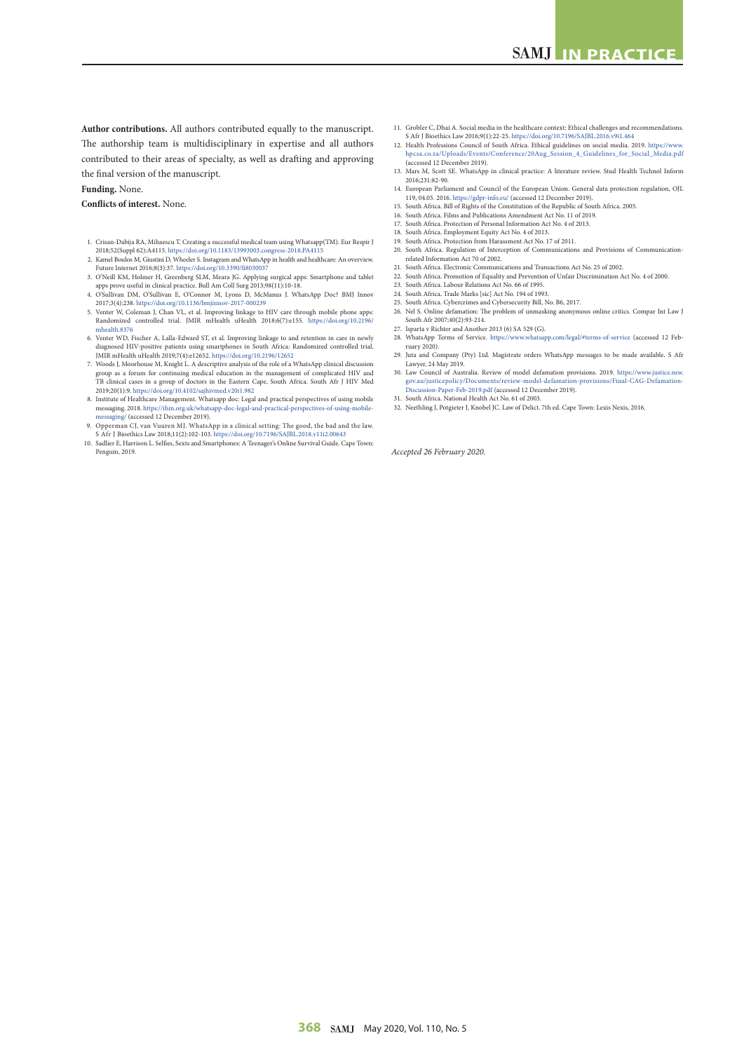**Author contributions.** All authors contributed equally to the manuscript. The authorship team is multidisciplinary in expertise and all authors contributed to their areas of specialty, as well as drafting and approving the final version of the manuscript.

**Funding.** None.

**Conflicts of interest.** None.

1. Crisan-Dabija RA, Mihaescu T. Creating a successful medical team using Whatsapp(TM). Eur Respir J 2018;52(Suppl 62):A4115. https://doi.org/10.1183/13993003.congress-2018.PA4115
2. Kamel Boulos M, Giustini D, Wheeler S. Instagram and WhatsApp in health and healthcare: An overview. Future Internet 2016;8(3):37. https://doi.org/10.3390/fi8030037
3. O'Neill KM, Holmer H, Greenberg SLM, Meara JG. Applying surgical apps: Smartphone and tablet apps prove useful in clinical practice. Bull Am Coll Surg 2013;98(11):10-18.
4. O'Sullivan DM, O'Sullivan E, O'Connor M, Lyons D, McManus J. WhatsApp Doc? BMJ Innov 2017;3(4):238. https://doi.org/10.1136/bmjinnov-2017-000239
5. Venter W, Coleman J, Chan VL, et al. Improving linkage to HIV care through mobile phone apps: Randomized controlled trial. JMIR mHealth uHealth 2018;6(7):e155. https://doi.org/10.2196/mhealth.8376
6. Venter WD, Fischer A, Lalla-Edward ST, et al. Improving linkage to and retention in care in newly diagnosed HIV-positive patients using smartphones in South Africa: Randomized controlled trial. JMIR mHealth uHealth 2019;7(4):e12652. https://doi.org/10.2196/12652
7. Woods J, Moorhouse M, Knight L. A descriptive analysis of the role of a WhatsApp clinical discussion group as a forum for continuing medical education in the management of complicated HIV and TB clinical cases in a group of doctors in the Eastern Cape, South Africa. South Afr J HIV Med 2019;20(1):9. https://doi.org/10.4102/sajhivmed.v20i1.982
8. Institute of Healthcare Management. Whatsapp doc: Legal and practical perspectives of using mobile messaging. 2018. https://ihm.org.uk/whatsapp-doc-legal-and-practical-perspectives-of-using-mobile-messaging/ (accessed 12 December 2019).
9. Opperman CJ, van Vuuren MJ. WhatsApp in a clinical setting: The good, the bad and the law. S Afr J Bioethics Law 2018;11(2):102-103. https://doi.org/10.7196/SAJBL.2018.v11i2.00643
10. Sadlier E, Harrison L. Selfies, Sexts and Smartphones: A Teenager's Online Survival Guide. Cape Town: Penguin, 2019.
11. Grobler C, Dhai A. Social media in the healthcare context: Ethical challenges and recommendations. S Afr J Bioethics Law 2016;9(1):22-25. https://doi.org/10.7196/SAJBL.2016.v9i1.464
12. Health Professions Council of South Africa. Ethical guidelines on social media. 2019. https://www.hpcsa.co.za/Uploads/Events/Conference/20Aug_Session_4_Guidelines_for_Social_Media.pdf (accessed 12 December 2019).
13. Mars M, Scott SE. WhatsApp in clinical practice: A literature review. Stud Health Technol Inform 2016;231:82-90.
14. European Parliament and Council of the European Union. General data protection regulation, OJL 119, 04.05. 2016. https://gdpr-info.eu/ (accessed 12 December 2019).
15. South Africa. Bill of Rights of the Constitution of the Republic of South Africa. 2005.
16. South Africa. Films and Publications Amendment Act No. 11 of 2019.
17. South Africa. Protection of Personal Information Act No. 4 of 2013.
18. South Africa. Employment Equity Act No. 4 of 2013.
19. South Africa. Protection from Harassment Act No. 17 of 2011.
20. South Africa. Regulation of Interception of Communications and Provisions of Communication-related Information Act 70 of 2002.
21. South Africa. Electronic Communications and Transactions Act No. 25 of 2002.
22. South Africa. Promotion of Equality and Prevention of Unfair Discrimination Act No. 4 of 2000.
23. South Africa. Labour Relations Act No. 66 of 1995.
24. South Africa. Trade Marks [sic] Act No. 194 of 1993.
25. South Africa. Cybercrimes and Cybersecurity Bill, No. B6, 2017.
26. Nel S. Online defamation: The problem of unmasking anonymous online critics. Compar Int Law J South Afr 2007;40(2):93-214.
27. Isparta v Richter and Another 2013 (6) SA 529 (G).
28. WhatsApp Terms of Service. https://www.whatsapp.com/legal/#terms-of-service (accessed 12 February 2020).
29. Juta and Company (Pty) Ltd. Magistrate orders WhatsApp messages to be made available. S Afr Lawyer, 24 May 2019.
30. Law Council of Australia. Review of model defamation provisions. 2019. https://www.justice.nsw.gov.au/justicepolicy/Documents/review-model-defamation-provisions/Final-CAG-Defamation-Discussion-Paper-Feb-2019.pdf (accessed 12 December 2019).
31. South Africa. National Health Act No. 61 of 2003.
32. Neethling J, Potgieter J, Knobel JC. Law of Delict. 7th ed. Cape Town: Lexis Nexis, 2016.

*Accepted 26 February 2020.*